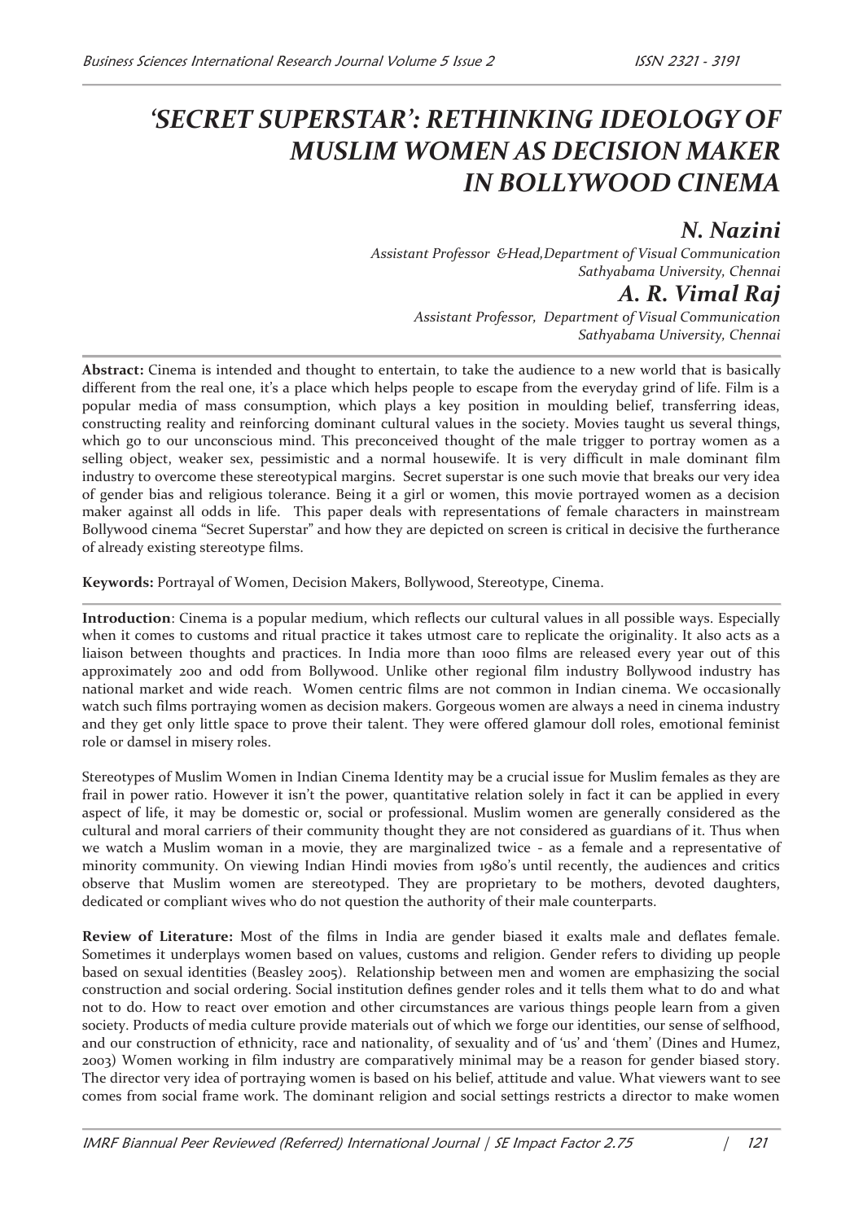# ‘SECRET SUPERSTAR’: RETHINKING IDEOLOGY OF MUSLIM WOMEN AS DECISION MAKER IN BOLLYWOOD CINEMA

## N. Nazini

*Assistant Professor &Head,Department of Visual Communication*
*Sathyabama University, Chennai*

## A. R. Vimal Raj

*Assistant Professor, Department of Visual Communication*
*Sathyabama University, Chennai*

**Abstract:** Cinema is intended and thought to entertain, to take the audience to a new world that is basically different from the real one, it’s a place which helps people to escape from the everyday grind of life. Film is a popular media of mass consumption, which plays a key position in moulding belief, transferring ideas, constructing reality and reinforcing dominant cultural values in the society. Movies taught us several things, which go to our unconscious mind. This preconceived thought of the male trigger to portray women as a selling object, weaker sex, pessimistic and a normal housewife. It is very difficult in male dominant film industry to overcome these stereotypical margins. Secret superstar is one such movie that breaks our very idea of gender bias and religious tolerance. Being it a girl or women, this movie portrayed women as a decision maker against all odds in life. This paper deals with representations of female characters in mainstream Bollywood cinema “Secret Superstar” and how they are depicted on screen is critical in decisive the furtherance of already existing stereotype films.

**Keywords:** Portrayal of Women, Decision Makers, Bollywood, Stereotype, Cinema.

**Introduction**: Cinema is a popular medium, which reflects our cultural values in all possible ways. Especially when it comes to customs and ritual practice it takes utmost care to replicate the originality. It also acts as a liaison between thoughts and practices. In India more than 1000 films are released every year out of this approximately 200 and odd from Bollywood. Unlike other regional film industry Bollywood industry has national market and wide reach. Women centric films are not common in Indian cinema. We occasionally watch such films portraying women as decision makers. Gorgeous women are always a need in cinema industry and they get only little space to prove their talent. They were offered glamour doll roles, emotional feminist role or damsel in misery roles.

Stereotypes of Muslim Women in Indian Cinema Identity may be a crucial issue for Muslim females as they are frail in power ratio. However it isn’t the power, quantitative relation solely in fact it can be applied in every aspect of life, it may be domestic or, social or professional. Muslim women are generally considered as the cultural and moral carriers of their community thought they are not considered as guardians of it. Thus when we watch a Muslim woman in a movie, they are marginalized twice - as a female and a representative of minority community. On viewing Indian Hindi movies from 1980’s until recently, the audiences and critics observe that Muslim women are stereotyped. They are proprietary to be mothers, devoted daughters, dedicated or compliant wives who do not question the authority of their male counterparts.

**Review of Literature:** Most of the films in India are gender biased it exalts male and deflates female. Sometimes it underplays women based on values, customs and religion. Gender refers to dividing up people based on sexual identities (Beasley 2005). Relationship between men and women are emphasizing the social construction and social ordering. Social institution defines gender roles and it tells them what to do and what not to do. How to react over emotion and other circumstances are various things people learn from a given society. Products of media culture provide materials out of which we forge our identities, our sense of selfhood, and our construction of ethnicity, race and nationality, of sexuality and of ‘us’ and ‘them’ (Dines and Humez, 2003) Women working in film industry are comparatively minimal may be a reason for gender biased story. The director very idea of portraying women is based on his belief, attitude and value. What viewers want to see comes from social frame work. The dominant religion and social settings restricts a director to make women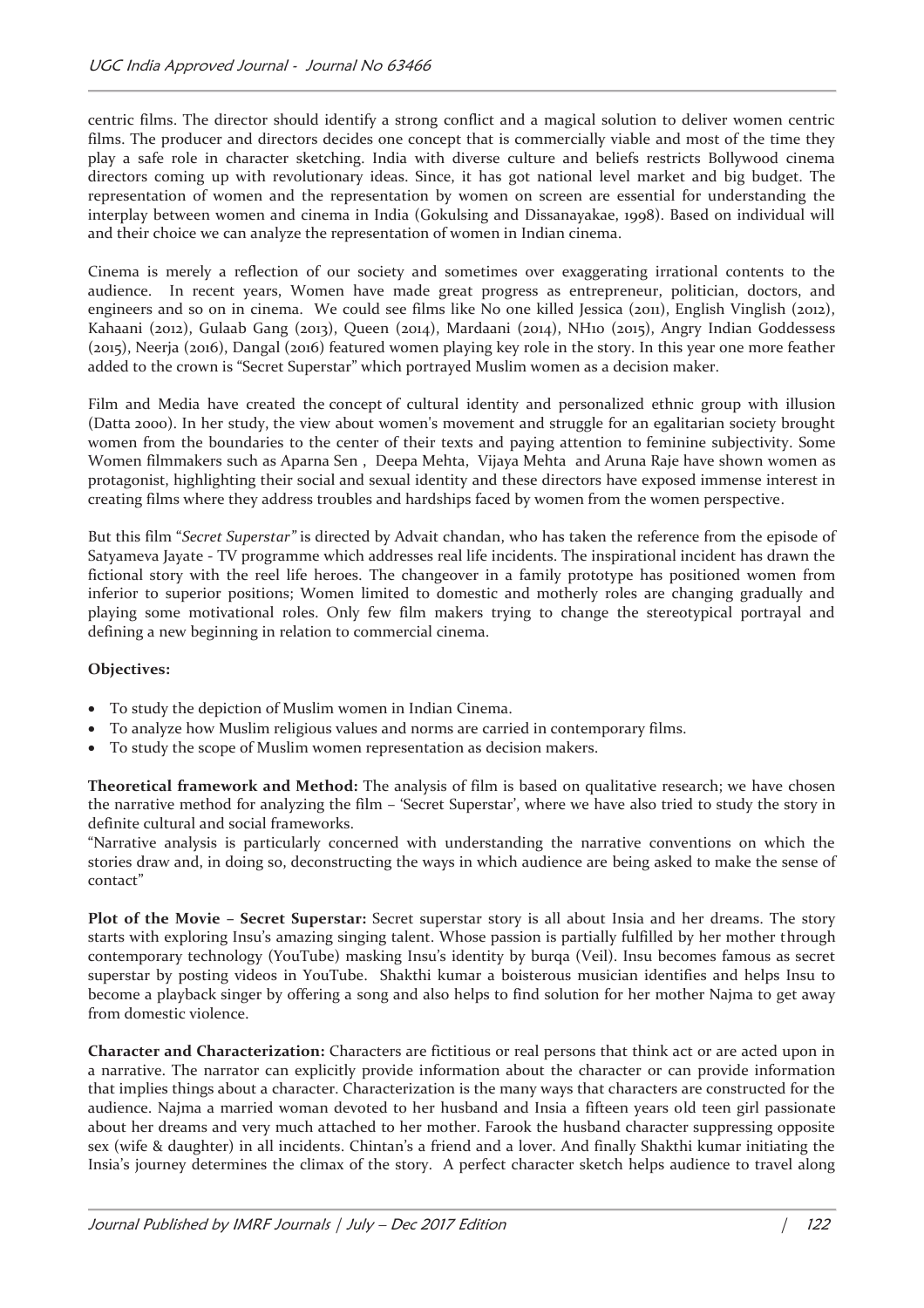centric films. The director should identify a strong conflict and a magical solution to deliver women centric films. The producer and directors decides one concept that is commercially viable and most of the time they play a safe role in character sketching. India with diverse culture and beliefs restricts Bollywood cinema directors coming up with revolutionary ideas. Since, it has got national level market and big budget. The representation of women and the representation by women on screen are essential for understanding the interplay between women and cinema in India (Gokulsing and Dissanayakae, 1998). Based on individual will and their choice we can analyze the representation of women in Indian cinema.

Cinema is merely a reflection of our society and sometimes over exaggerating irrational contents to the audience. In recent years, Women have made great progress as entrepreneur, politician, doctors, and engineers and so on in cinema. We could see films like No one killed Jessica (2011), English Vinglish (2012), Kahaani (2012), Gulaab Gang (2013), Queen (2014), Mardaani (2014), NH10 (2015), Angry Indian Goddessess (2015), Neerja (2016), Dangal (2016) featured women playing key role in the story. In this year one more feather added to the crown is "Secret Superstar" which portrayed Muslim women as a decision maker.

Film and Media have created the concept of cultural identity and personalized ethnic group with illusion (Datta 2000). In her study, the view about women's movement and struggle for an egalitarian society brought women from the boundaries to the center of their texts and paying attention to feminine subjectivity. Some Women filmmakers such as Aparna Sen , Deepa Mehta, Vijaya Mehta and Aruna Raje have shown women as protagonist, highlighting their social and sexual identity and these directors have exposed immense interest in creating films where they address troubles and hardships faced by women from the women perspective.

But this film "*Secret Superstar*" is directed by Advait chandan, who has taken the reference from the episode of Satyameva Jayate - TV programme which addresses real life incidents. The inspirational incident has drawn the fictional story with the reel life heroes. The changeover in a family prototype has positioned women from inferior to superior positions; Women limited to domestic and motherly roles are changing gradually and playing some motivational roles. Only few film makers trying to change the stereotypical portrayal and defining a new beginning in relation to commercial cinema.

**Objectives:**

- To study the depiction of Muslim women in Indian Cinema.
- To analyze how Muslim religious values and norms are carried in contemporary films.
- To study the scope of Muslim women representation as decision makers.

**Theoretical framework and Method:** The analysis of film is based on qualitative research; we have chosen the narrative method for analyzing the film – 'Secret Superstar', where we have also tried to study the story in definite cultural and social frameworks.

"Narrative analysis is particularly concerned with understanding the narrative conventions on which the stories draw and, in doing so, deconstructing the ways in which audience are being asked to make the sense of contact"

**Plot of the Movie – Secret Superstar:** Secret superstar story is all about Insia and her dreams. The story starts with exploring Insu's amazing singing talent. Whose passion is partially fulfilled by her mother through contemporary technology (YouTube) masking Insu's identity by burqa (Veil). Insu becomes famous as secret superstar by posting videos in YouTube. Shakthi kumar a boisterous musician identifies and helps Insu to become a playback singer by offering a song and also helps to find solution for her mother Najma to get away from domestic violence.

**Character and Characterization:** Characters are fictitious or real persons that think act or are acted upon in a narrative. The narrator can explicitly provide information about the character or can provide information that implies things about a character. Characterization is the many ways that characters are constructed for the audience. Najma a married woman devoted to her husband and Insia a fifteen years old teen girl passionate about her dreams and very much attached to her mother. Farook the husband character suppressing opposite sex (wife & daughter) in all incidents. Chintan's a friend and a lover. And finally Shakthi kumar initiating the Insia's journey determines the climax of the story. A perfect character sketch helps audience to travel along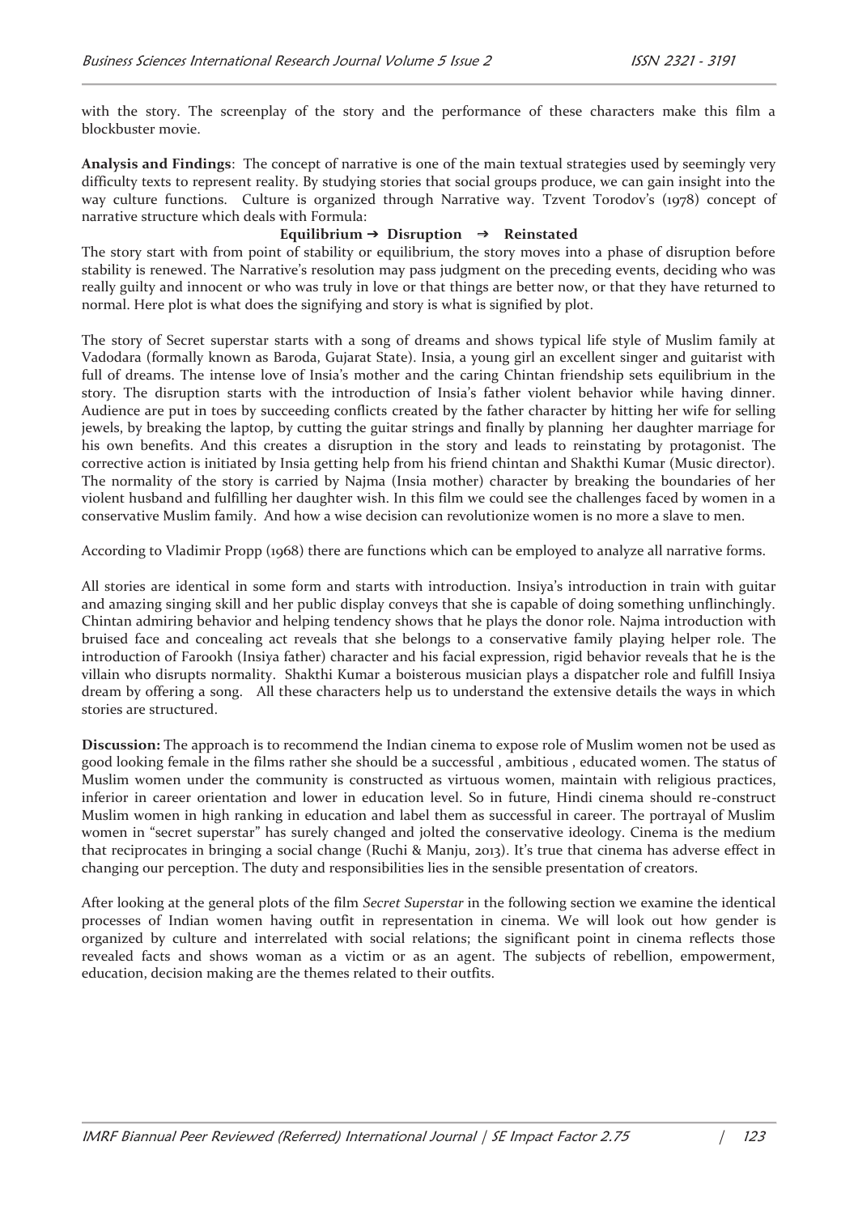with the story. The screenplay of the story and the performance of these characters make this film a blockbuster movie.

**Analysis and Findings**: The concept of narrative is one of the main textual strategies used by seemingly very difficulty texts to represent reality. By studying stories that social groups produce, we can gain insight into the way culture functions. Culture is organized through Narrative way. Tzvent Torodov's (1978) concept of narrative structure which deals with Formula:

**Equilibrium → Disruption → Reinstated**

The story start with from point of stability or equilibrium, the story moves into a phase of disruption before stability is renewed. The Narrative's resolution may pass judgment on the preceding events, deciding who was really guilty and innocent or who was truly in love or that things are better now, or that they have returned to normal. Here plot is what does the signifying and story is what is signified by plot.

The story of Secret superstar starts with a song of dreams and shows typical life style of Muslim family at Vadodara (formally known as Baroda, Gujarat State). Insia, a young girl an excellent singer and guitarist with full of dreams. The intense love of Insia's mother and the caring Chintan friendship sets equilibrium in the story. The disruption starts with the introduction of Insia's father violent behavior while having dinner. Audience are put in toes by succeeding conflicts created by the father character by hitting her wife for selling jewels, by breaking the laptop, by cutting the guitar strings and finally by planning her daughter marriage for his own benefits. And this creates a disruption in the story and leads to reinstating by protagonist. The corrective action is initiated by Insia getting help from his friend chintan and Shakthi Kumar (Music director). The normality of the story is carried by Najma (Insia mother) character by breaking the boundaries of her violent husband and fulfilling her daughter wish. In this film we could see the challenges faced by women in a conservative Muslim family. And how a wise decision can revolutionize women is no more a slave to men.

According to Vladimir Propp (1968) there are functions which can be employed to analyze all narrative forms.

All stories are identical in some form and starts with introduction. Insiya's introduction in train with guitar and amazing singing skill and her public display conveys that she is capable of doing something unflinchingly. Chintan admiring behavior and helping tendency shows that he plays the donor role. Najma introduction with bruised face and concealing act reveals that she belongs to a conservative family playing helper role. The introduction of Farookh (Insiya father) character and his facial expression, rigid behavior reveals that he is the villain who disrupts normality. Shakthi Kumar a boisterous musician plays a dispatcher role and fulfill Insiya dream by offering a song. All these characters help us to understand the extensive details the ways in which stories are structured.

**Discussion:** The approach is to recommend the Indian cinema to expose role of Muslim women not be used as good looking female in the films rather she should be a successful , ambitious , educated women. The status of Muslim women under the community is constructed as virtuous women, maintain with religious practices, inferior in career orientation and lower in education level. So in future, Hindi cinema should re-construct Muslim women in high ranking in education and label them as successful in career. The portrayal of Muslim women in "secret superstar" has surely changed and jolted the conservative ideology. Cinema is the medium that reciprocates in bringing a social change (Ruchi & Manju, 2013). It's true that cinema has adverse effect in changing our perception. The duty and responsibilities lies in the sensible presentation of creators.

After looking at the general plots of the film *Secret Superstar* in the following section we examine the identical processes of Indian women having outfit in representation in cinema. We will look out how gender is organized by culture and interrelated with social relations; the significant point in cinema reflects those revealed facts and shows woman as a victim or as an agent. The subjects of rebellion, empowerment, education, decision making are the themes related to their outfits.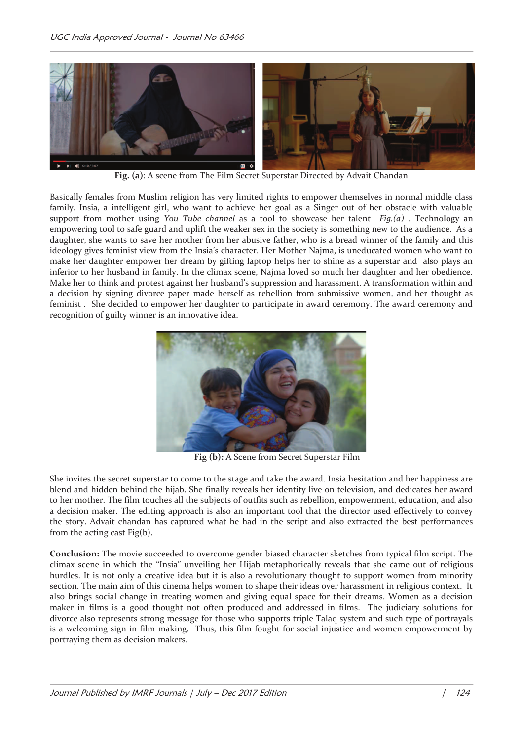**Fig. (a)**: A scene from The Film Secret Superstar Directed by Advait Chandan

Basically females from Muslim religion has very limited rights to empower themselves in normal middle class family. Insia, a intelligent girl, who want to achieve her goal as a Singer out of her obstacle with valuable support from mother using *You Tube channel* as a tool to showcase her talent *Fig.(a)* . Technology an empowering tool to safe guard and uplift the weaker sex in the society is something new to the audience. As a daughter, she wants to save her mother from her abusive father, who is a bread winner of the family and this ideology gives feminist view from the Insia's character. Her Mother Najma, is uneducated women who want to make her daughter empower her dream by gifting laptop helps her to shine as a superstar and also plays an inferior to her husband in family. In the climax scene, Najma loved so much her daughter and her obedience. Make her to think and protest against her husband's suppression and harassment. A transformation within and a decision by signing divorce paper made herself as rebellion from submissive women, and her thought as feminist . She decided to empower her daughter to participate in award ceremony. The award ceremony and recognition of guilty winner is an innovative idea.

**Fig (b):** A Scene from Secret Superstar Film

She invites the secret superstar to come to the stage and take the award. Insia hesitation and her happiness are blend and hidden behind the hijab. She finally reveals her identity live on television, and dedicates her award to her mother. The film touches all the subjects of outfits such as rebellion, empowerment, education, and also a decision maker. The editing approach is also an important tool that the director used effectively to convey the story. Advait chandan has captured what he had in the script and also extracted the best performances from the acting cast Fig(b).

**Conclusion:** The movie succeeded to overcome gender biased character sketches from typical film script. The climax scene in which the "Insia" unveiling her Hijab metaphorically reveals that she came out of religious hurdles. It is not only a creative idea but it is also a revolutionary thought to support women from minority section. The main aim of this cinema helps women to shape their ideas over harassment in religious context. It also brings social change in treating women and giving equal space for their dreams. Women as a decision maker in films is a good thought not often produced and addressed in films. The judiciary solutions for divorce also represents strong message for those who supports triple Talaq system and such type of portrayals is a welcoming sign in film making. Thus, this film fought for social injustice and women empowerment by portraying them as decision makers.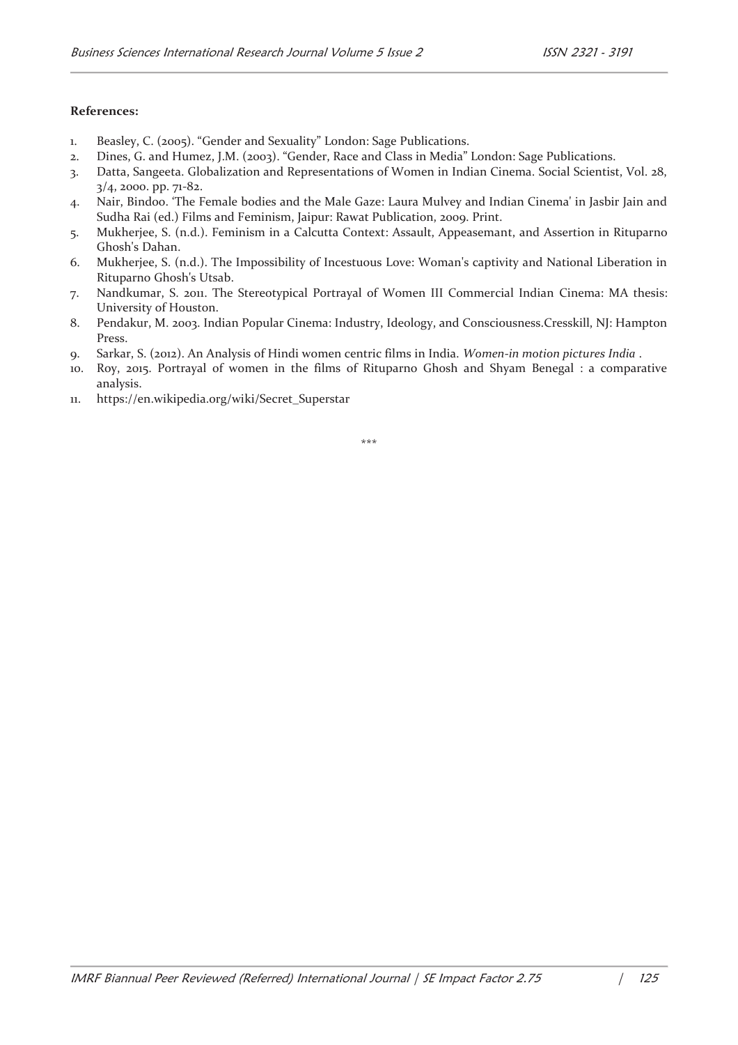**References:**

1. Beasley, C. (2005). "Gender and Sexuality" London: Sage Publications.
2. Dines, G. and Humez, J.M. (2003). "Gender, Race and Class in Media" London: Sage Publications.
3. Datta, Sangeeta. Globalization and Representations of Women in Indian Cinema. Social Scientist, Vol. 28, 3/4, 2000. pp. 71-82.
4. Nair, Bindoo. 'The Female bodies and the Male Gaze: Laura Mulvey and Indian Cinema' in Jasbir Jain and Sudha Rai (ed.) Films and Feminism, Jaipur: Rawat Publication, 2009. Print.
5. Mukherjee, S. (n.d.). Feminism in a Calcutta Context: Assault, Appeasemant, and Assertion in Rituparno Ghosh's Dahan.
6. Mukherjee, S. (n.d.). The Impossibility of Incestuous Love: Woman's captivity and National Liberation in Rituparno Ghosh's Utsab.
7. Nandkumar, S. 2011. The Stereotypical Portrayal of Women III Commercial Indian Cinema: MA thesis: University of Houston.
8. Pendakur, M. 2003. Indian Popular Cinema: Industry, Ideology, and Consciousness.Cresskill, NJ: Hampton Press.
9. Sarkar, S. (2012). An Analysis of Hindi women centric films in India. *Women-in motion pictures India* .
10. Roy, 2015. Portrayal of women in the films of Rituparno Ghosh and Shyam Benegal : a comparative analysis.
11. https://en.wikipedia.org/wiki/Secret_Superstar

***